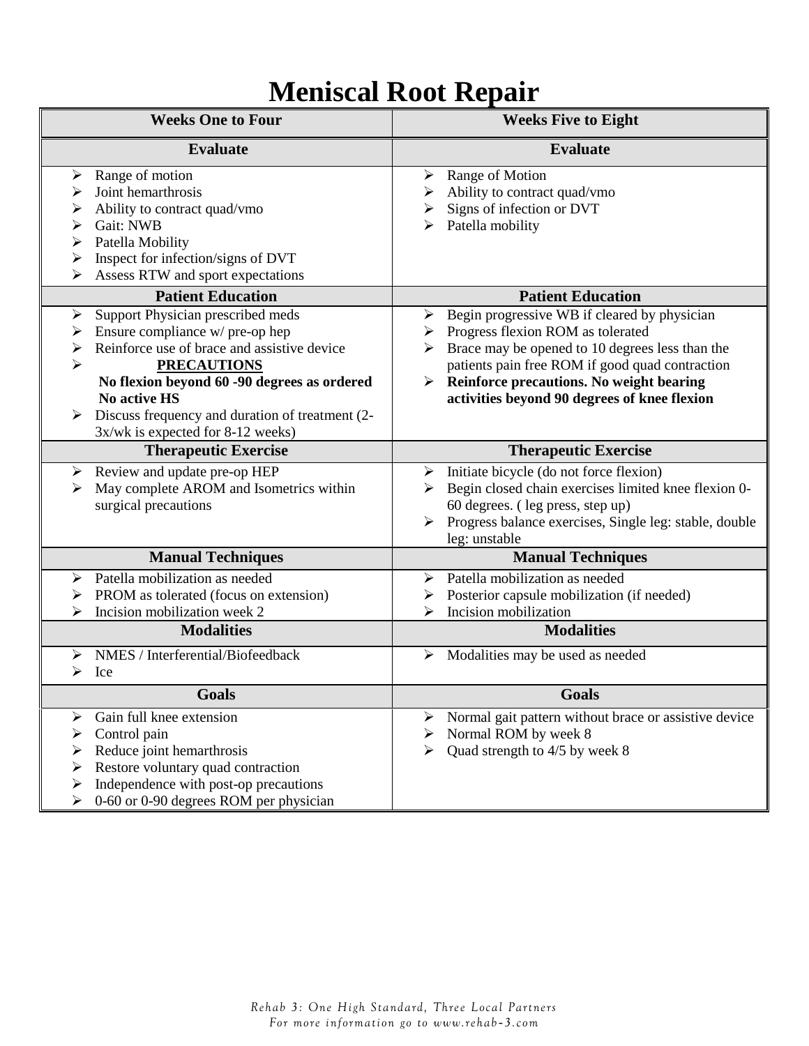# Meniscal Root Repair

| Weeks One to Four | Weeks Five to Eight |
|---|---|
| **Evaluate** | **Evaluate** |
| ➢ Range of motion<br>➢ Joint hemarthrosis<br>➢ Ability to contract quad/vmo<br>➢ Gait: NWB<br>➢ Patella Mobility<br>➢ Inspect for infection/signs of DVT<br>➢ Assess RTW and sport expectations | ➢ Range of Motion<br>➢ Ability to contract quad/vmo<br>➢ Signs of infection or DVT<br>➢ Patella mobility |
| **Patient Education** | **Patient Education** |
| ➢ Support Physician prescribed meds<br>➢ Ensure compliance w/ pre-op hep<br>➢ Reinforce use of brace and assistive device<br>➢ **<u>PRECAUTIONS</u>**<br>**No flexion beyond 60 -90 degrees as ordered**<br>**No active HS**<br>➢ Discuss frequency and duration of treatment (2-3x/wk is expected for 8-12 weeks) | ➢ Begin progressive WB if cleared by physician<br>➢ Progress flexion ROM as tolerated<br>➢ Brace may be opened to 10 degrees less than the patients pain free ROM if good quad contraction<br>➢ **Reinforce precautions. No weight bearing activities beyond 90 degrees of knee flexion** |
| **Therapeutic Exercise** | **Therapeutic Exercise** |
| ➢ Review and update pre-op HEP<br>➢ May complete AROM and Isometrics within surgical precautions | ➢ Initiate bicycle (do not force flexion)<br>➢ Begin closed chain exercises limited knee flexion 0-60 degrees. ( leg press, step up)<br>➢ Progress balance exercises, Single leg: stable, double leg: unstable |
| **Manual Techniques** | **Manual Techniques** |
| ➢ Patella mobilization as needed<br>➢ PROM as tolerated (focus on extension)<br>➢ Incision mobilization week 2 | ➢ Patella mobilization as needed<br>➢ Posterior capsule mobilization (if needed)<br>➢ Incision mobilization |
| **Modalities** | **Modalities** |
| ➢ NMES / Interferential/Biofeedback<br>➢ Ice | ➢ Modalities may be used as needed |
| **Goals** | **Goals** |
| ➢ Gain full knee extension<br>➢ Control pain<br>➢ Reduce joint hemarthrosis<br>➢ Restore voluntary quad contraction<br>➢ Independence with post-op precautions<br>➢ 0-60 or 0-90 degrees ROM per physician | ➢ Normal gait pattern without brace or assistive device<br>➢ Normal ROM by week 8<br>➢ Quad strength to 4/5 by week 8 |

*Rehab 3: One High Standard, Three Local Partners*
*For more information go to www.rehab-3.com*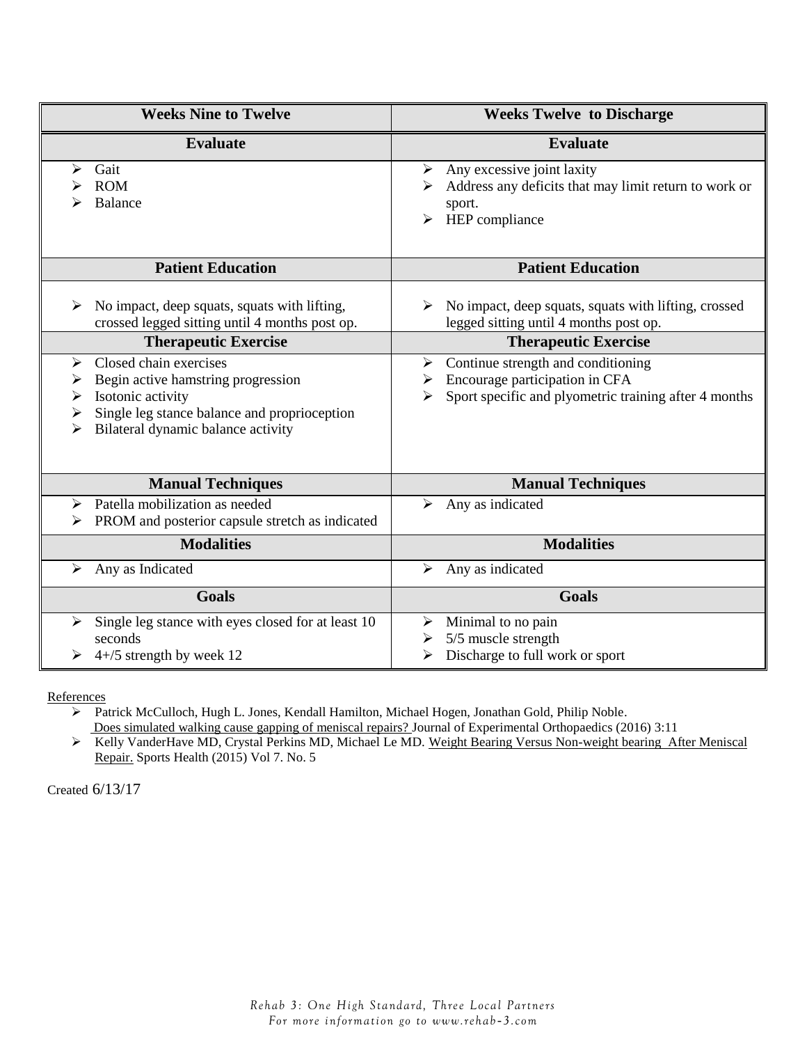| Weeks Nine to Twelve | Weeks Twelve to Discharge |
|---|---|
| **Evaluate** | **Evaluate** |
| ➢ Gait<br>➢ ROM<br>➢ Balance | ➢ Any excessive joint laxity<br>➢ Address any deficits that may limit return to work or sport.<br>➢ HEP compliance |
| **Patient Education** | **Patient Education** |
| ➢ No impact, deep squats, squats with lifting, crossed legged sitting until 4 months post op. | ➢ No impact, deep squats, squats with lifting, crossed legged sitting until 4 months post op. |
| **Therapeutic Exercise** | **Therapeutic Exercise** |
| ➢ Closed chain exercises<br>➢ Begin active hamstring progression<br>➢ Isotonic activity<br>➢ Single leg stance balance and proprioception<br>➢ Bilateral dynamic balance activity | ➢ Continue strength and conditioning<br>➢ Encourage participation in CFA<br>➢ Sport specific and plyometric training after 4 months |
| **Manual Techniques** | **Manual Techniques** |
| ➢ Patella mobilization as needed<br>➢ PROM and posterior capsule stretch as indicated | ➢ Any as indicated |
| **Modalities** | **Modalities** |
| ➢ Any as Indicated | ➢ Any as indicated |
| **Goals** | **Goals** |
| ➢ Single leg stance with eyes closed for at least 10 seconds<br>➢ 4+/5 strength by week 12 | ➢ Minimal to no pain<br>➢ 5/5 muscle strength<br>➢ Discharge to full work or sport |

References

- Patrick McCulloch, Hugh L. Jones, Kendall Hamilton, Michael Hogen, Jonathan Gold, Philip Noble. Does simulated walking cause gapping of meniscal repairs? Journal of Experimental Orthopaedics (2016) 3:11
- Kelly VanderHave MD, Crystal Perkins MD, Michael Le MD. Weight Bearing Versus Non-weight bearing After Meniscal Repair. Sports Health (2015) Vol 7. No. 5

Created 6/13/17

*Rehab 3: One High Standard, Three Local Partners*
*For more information go to www.rehab-3.com*